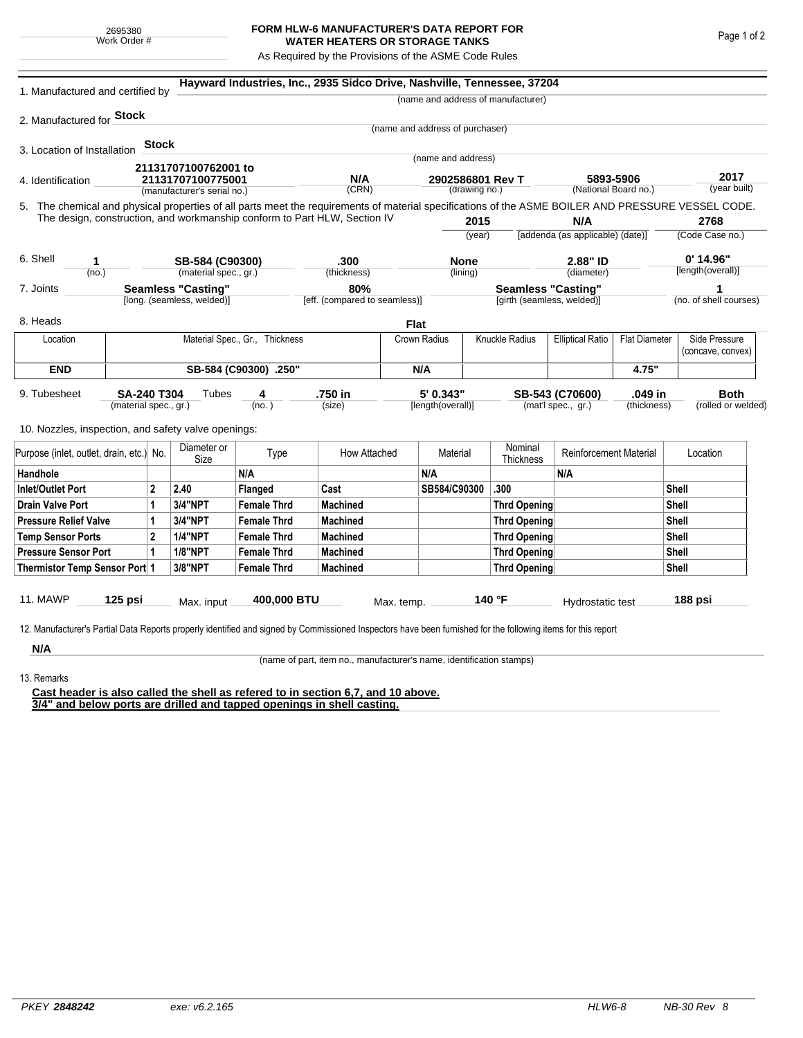2695380
Work Order #

# FORM HLW-6 MANUFACTURER'S DATA REPORT FOR WATER HEATERS OR STORAGE TANKS

As Required by the Provisions of the ASME Code Rules

1. Manufactured and certified by **Hayward Industries, Inc., 2935 Sidco Drive, Nashville, Tennessee, 37204**
(name and address of manufacturer)

2. Manufactured for **Stock**
(name and address of purchaser)

3. Location of Installation **Stock**
(name and address)

4. Identification **21131707100762001 to 21131707100775001** (manufacturer's serial no.) | **N/A** (CRN) | **2902586801 Rev T** (drawing no.) | **5893-5906** (National Board no.) | **2017** (year built)

5. The chemical and physical properties of all parts meet the requirements of material specifications of the ASME BOILER AND PRESSURE VESSEL CODE. The design, construction, and workmanship conform to Part HLW, Section IV **2015** (year) | **N/A** [addenda (as applicable) (date)] | **2768** (Code Case no.)

6. Shell **1** (no.) | **SB-584 (C90300)** (material spec., gr.) | **.300** (thickness) | **None** (lining) | **2.88" ID** (diameter) | **0' 14.96"** [length(overall)]

7. Joints **Seamless "Casting"** [long. (seamless, welded)] | **80%** [eff. (compared to seamless)] | **Seamless "Casting"** [girth (seamless, welded)] | **1** (no. of shell courses)

8. Heads **Flat**

| Location | Material Spec., Gr., Thickness | Crown Radius | Knuckle Radius | Elliptical Ratio | Flat Diameter | Side Pressure (concave, convex) |
|---|---|---|---|---|---|---|
| **END** | **SB-584 (C90300) .250"** | **N/A** | | | **4.75"** | |

9. Tubesheet **SA-240 T304** (material spec., gr.) Tubes **4** (no.) | **.750 in** (size) | **5' 0.343"** [length(overall)] | **SB-543 (C70600)** (mat'l spec., gr.) | **.049 in** (thickness) | **Both** (rolled or welded)

10. Nozzles, inspection, and safety valve openings:

| Purpose (inlet, outlet, drain, etc.) | No. | Diameter or Size | Type | How Attached | Material | Nominal Thickness | Reinforcement Material | Location |
|---|---|---|---|---|---|---|---|---|
| **Handhole** | | | **N/A** | | **N/A** | | **N/A** | |
| **Inlet/Outlet Port** | **2** | **2.40** | **Flanged** | **Cast** | **SB584/C90300** | **.300** | | **Shell** |
| **Drain Valve Port** | **1** | **3/4"NPT** | **Female Thrd** | **Machined** | | **Thrd Opening** | | **Shell** |
| **Pressure Relief Valve** | **1** | **3/4"NPT** | **Female Thrd** | **Machined** | | **Thrd Opening** | | **Shell** |
| **Temp Sensor Ports** | **2** | **1/4"NPT** | **Female Thrd** | **Machined** | | **Thrd Opening** | | **Shell** |
| **Pressure Sensor Port** | **1** | **1/8"NPT** | **Female Thrd** | **Machined** | | **Thrd Opening** | | **Shell** |
| **Thermistor Temp Sensor Port** | **1** | **3/8"NPT** | **Female Thrd** | **Machined** | | **Thrd Opening** | | **Shell** |

11. MAWP **125 psi** Max. input **400,000 BTU** Max. temp. **140 °F** Hydrostatic test **188 psi**

12. Manufacturer's Partial Data Reports properly identified and signed by Commissioned Inspectors have been furnished for the following items for this report

**N/A**
(name of part, item no., manufacturer's name, identification stamps)

13. Remarks

**Cast header is also called the shell as refered to in section 6,7, and 10 above.**
**3/4" and below ports are drilled and tapped openings in shell casting.**

PKEY **2848242** exe: v6.2.165 HLW6-8 NB-30 Rev 8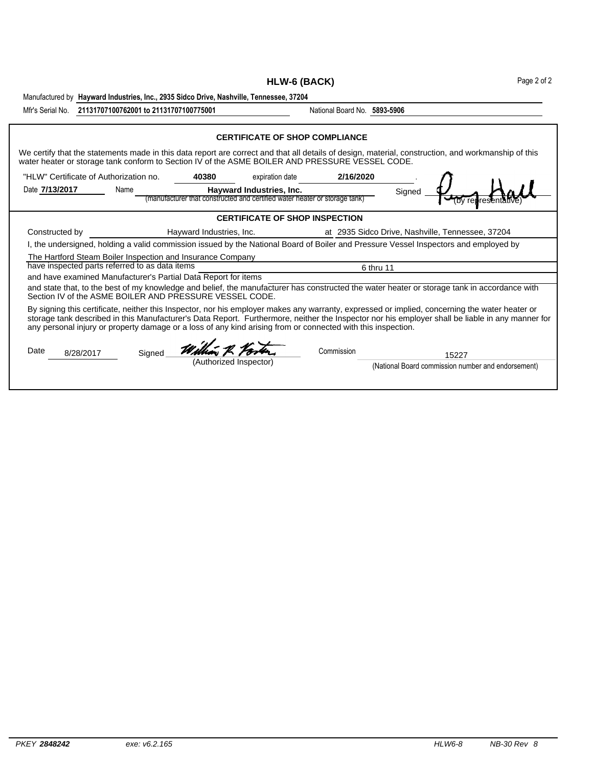# HLW-6 (BACK)

Manufactured by **Hayward Industries, Inc., 2935 Sidco Drive, Nashville, Tennessee, 37204**

Mfr's Serial No. **21131707100762001 to 21131707100775001** National Board No. **5893-5906**

## CERTIFICATE OF SHOP COMPLIANCE

We certify that the statements made in this data report are correct and that all details of design, material, construction, and workmanship of this water heater or storage tank conform to Section IV of the ASME BOILER AND PRESSURE VESSEL CODE.

"HLW" Certificate of Authorization no. **40380** expiration date **2/16/2020** .

Date **7/13/2017** Name **Hayward Industries, Inc.** Signed Perry Hall
(manufacturer that constructed and certified water heater or storage tank) (by representative)

## CERTIFICATE OF SHOP INSPECTION

Constructed by Hayward Industries, Inc. at 2935 Sidco Drive, Nashville, Tennessee, 37204

I, the undersigned, holding a valid commission issued by the National Board of Boiler and Pressure Vessel Inspectors and employed by The Hartford Steam Boiler Inspection and Insurance Company

have inspected parts referred to as data items 6 thru 11

and have examined Manufacturer's Partial Data Report for items

and state that, to the best of my knowledge and belief, the manufacturer has constructed the water heater or storage tank in accordance with Section IV of the ASME BOILER AND PRESSURE VESSEL CODE.

By signing this certificate, neither this Inspector, nor his employer makes any warranty, expressed or implied, concerning the water heater or storage tank described in this Manufacturer's Data Report. Furthermore, neither the Inspector nor his employer shall be liable in any manner for any personal injury or property damage or a loss of any kind arising from or connected with this inspection.

Date 8/28/2017 Signed William R. Foster Commission 15227
(Authorized Inspector) (National Board commission number and endorsement)

PKEY 2848242 exe: v6.2.165 HLW6-8 NB-30 Rev 8